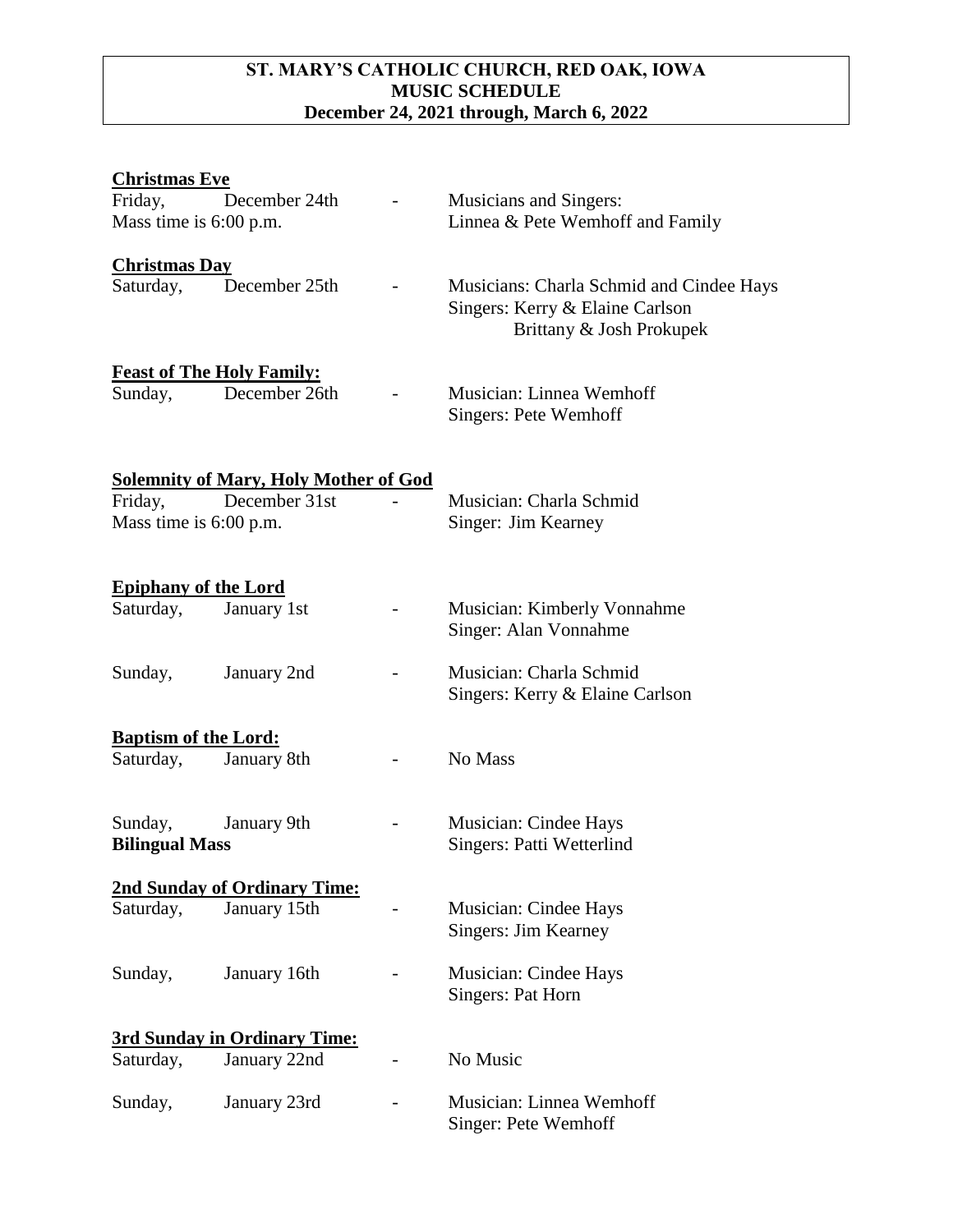# ST. MARY'S CATHOLIC CHURCH, RED OAK, IOWA
## MUSIC SCHEDULE
### December 24, 2021 through, March 6, 2022

**Christmas Eve**

| | | | |
|---|---|---|---|
| Friday, | December 24th | - | Musicians and Singers: |
| Mass time is 6:00 p.m. | | | Linnea & Pete Wemhoff and Family |

**Christmas Day**

| | | | |
|---|---|---|---|
| Saturday, | December 25th | - | Musicians: Charla Schmid and Cindee Hays<br>Singers: Kerry & Elaine Carlson<br>Brittany & Josh Prokupek |

**Feast of The Holy Family:**

| | | | |
|---|---|---|---|
| Sunday, | December 26th | - | Musician: Linnea Wemhoff<br>Singers: Pete Wemhoff |

**Solemnity of Mary, Holy Mother of God**

| | | | |
|---|---|---|---|
| Friday, | December 31st | - | Musician: Charla Schmid |
| Mass time is 6:00 p.m. | | | Singer: Jim Kearney |

**Epiphany of the Lord**

| | | | |
|---|---|---|---|
| Saturday, | January 1st | - | Musician: Kimberly Vonnahme<br>Singer: Alan Vonnahme |
| Sunday, | January 2nd | - | Musician: Charla Schmid<br>Singers: Kerry & Elaine Carlson |

**Baptism of the Lord:**

| | | | |
|---|---|---|---|
| Saturday, | January 8th | - | No Mass |
| Sunday, | January 9th | - | Musician: Cindee Hays |
| **Bilingual Mass** | | | Singers: Patti Wetterlind |

**2nd Sunday of Ordinary Time:**

| | | | |
|---|---|---|---|
| Saturday, | January 15th | - | Musician: Cindee Hays<br>Singers: Jim Kearney |
| Sunday, | January 16th | - | Musician: Cindee Hays<br>Singers: Pat Horn |

**3rd Sunday in Ordinary Time:**

| | | | |
|---|---|---|---|
| Saturday, | January 22nd | - | No Music |
| Sunday, | January 23rd | - | Musician: Linnea Wemhoff<br>Singer: Pete Wemhoff |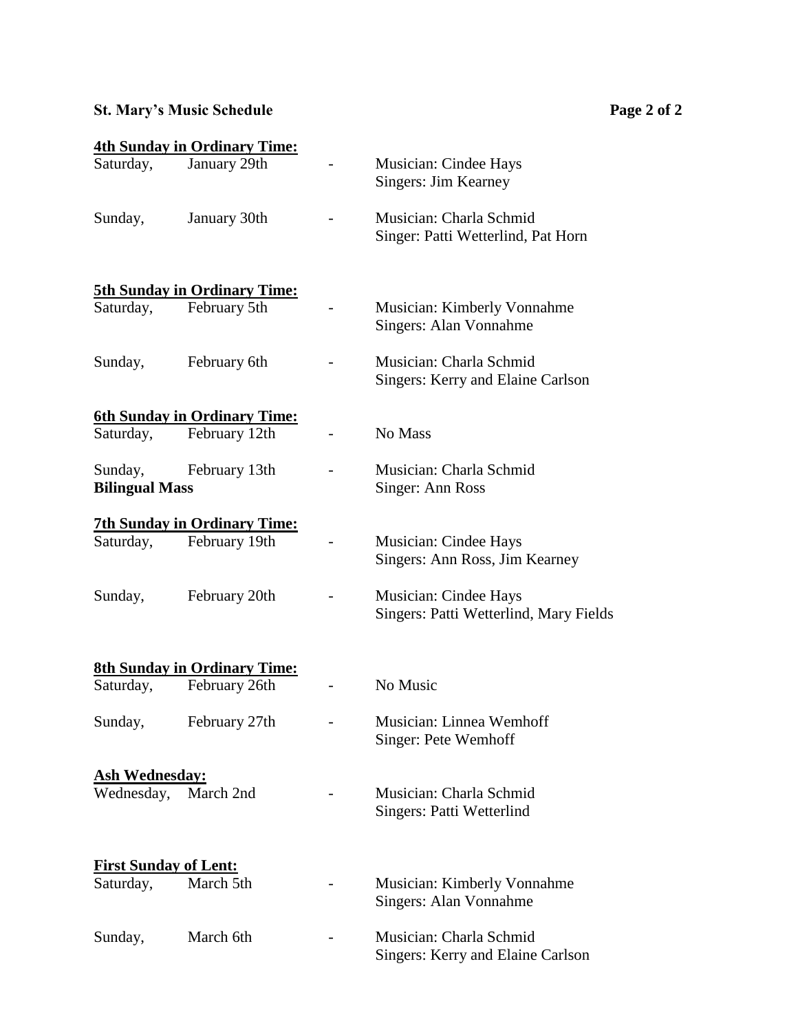**4th Sunday in Ordinary Time:**

| | | | |
|---|---|---|---|
| Saturday, | January 29th | - | Musician: Cindee Hays<br>Singers: Jim Kearney |
| Sunday, | January 30th | - | Musician: Charla Schmid<br>Singer: Patti Wetterlind, Pat Horn |

**5th Sunday in Ordinary Time:**

| | | | |
|---|---|---|---|
| Saturday, | February 5th | - | Musician: Kimberly Vonnahme<br>Singers: Alan Vonnahme |
| Sunday, | February 6th | - | Musician: Charla Schmid<br>Singers: Kerry and Elaine Carlson |

**6th Sunday in Ordinary Time:**

| | | | |
|---|---|---|---|
| Saturday, | February 12th | - | No Mass |
| Sunday,<br>**Bilingual Mass** | February 13th | - | Musician: Charla Schmid<br>Singer: Ann Ross |

**7th Sunday in Ordinary Time:**

| | | | |
|---|---|---|---|
| Saturday, | February 19th | - | Musician: Cindee Hays<br>Singers: Ann Ross, Jim Kearney |
| Sunday, | February 20th | - | Musician: Cindee Hays<br>Singers: Patti Wetterlind, Mary Fields |

**8th Sunday in Ordinary Time:**

| | | | |
|---|---|---|---|
| Saturday, | February 26th | - | No Music |
| Sunday, | February 27th | - | Musician: Linnea Wemhoff<br>Singer: Pete Wemhoff |

**Ash Wednesday:**

| | | | |
|---|---|---|---|
| Wednesday, | March 2nd | - | Musician: Charla Schmid<br>Singers: Patti Wetterlind |

**First Sunday of Lent:**

| | | | |
|---|---|---|---|
| Saturday, | March 5th | - | Musician: Kimberly Vonnahme<br>Singers: Alan Vonnahme |
| Sunday, | March 6th | - | Musician: Charla Schmid<br>Singers: Kerry and Elaine Carlson |